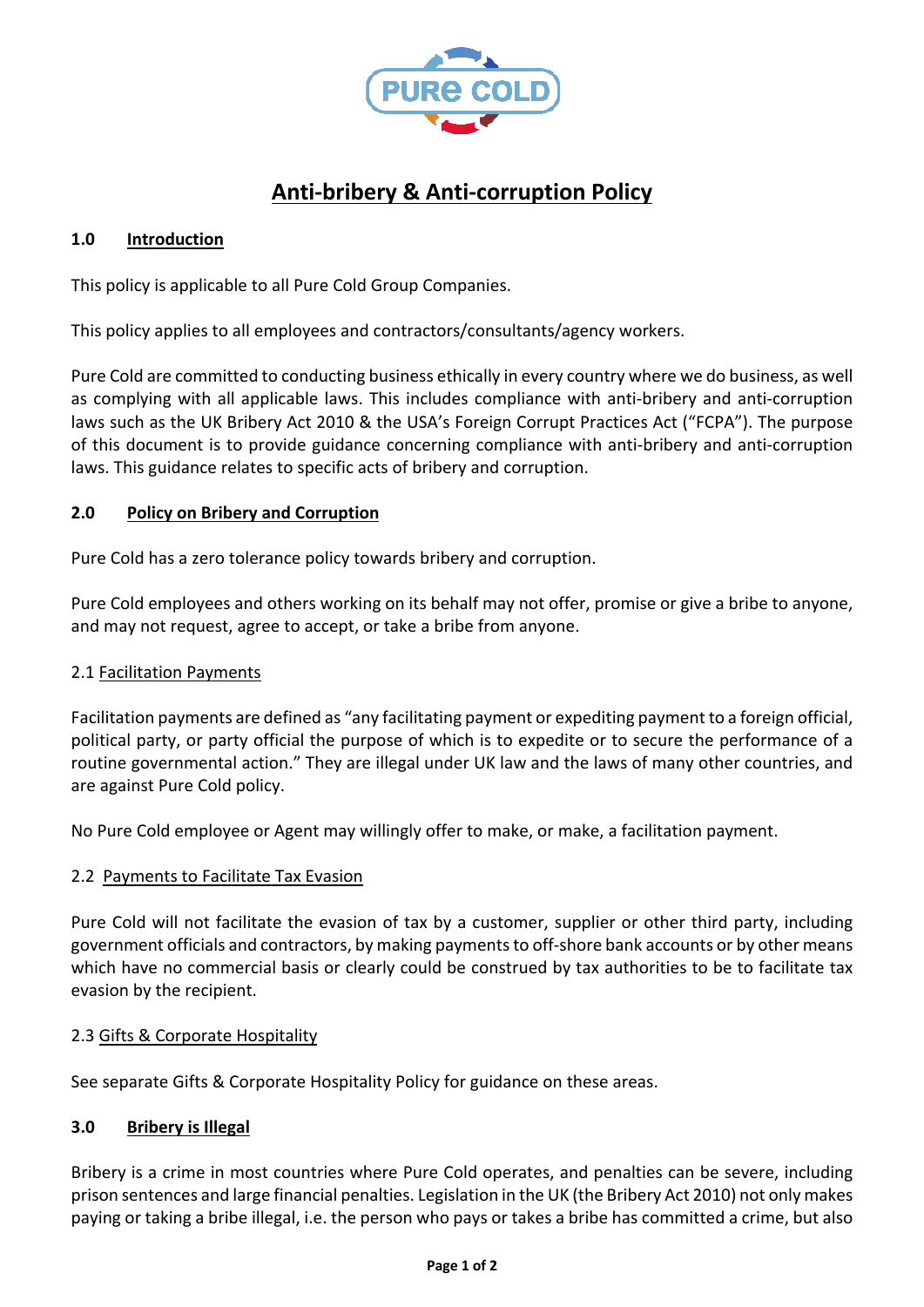# Anti-bribery & Anti-corruption Policy

## 1.0 Introduction

This policy is applicable to all Pure Cold Group Companies.

This policy applies to all employees and contractors/consultants/agency workers.

Pure Cold are committed to conducting business ethically in every country where we do business, as well as complying with all applicable laws. This includes compliance with anti-bribery and anti-corruption laws such as the UK Bribery Act 2010 & the USA's Foreign Corrupt Practices Act ("FCPA"). The purpose of this document is to provide guidance concerning compliance with anti-bribery and anti-corruption laws. This guidance relates to specific acts of bribery and corruption.

## 2.0 Policy on Bribery and Corruption

Pure Cold has a zero tolerance policy towards bribery and corruption.

Pure Cold employees and others working on its behalf may not offer, promise or give a bribe to anyone, and may not request, agree to accept, or take a bribe from anyone.

### 2.1 Facilitation Payments

Facilitation payments are defined as "any facilitating payment or expediting payment to a foreign official, political party, or party official the purpose of which is to expedite or to secure the performance of a routine governmental action." They are illegal under UK law and the laws of many other countries, and are against Pure Cold policy.

No Pure Cold employee or Agent may willingly offer to make, or make, a facilitation payment.

### 2.2 Payments to Facilitate Tax Evasion

Pure Cold will not facilitate the evasion of tax by a customer, supplier or other third party, including government officials and contractors, by making payments to off-shore bank accounts or by other means which have no commercial basis or clearly could be construed by tax authorities to be to facilitate tax evasion by the recipient.

### 2.3 Gifts & Corporate Hospitality

See separate Gifts & Corporate Hospitality Policy for guidance on these areas.

## 3.0 Bribery is Illegal

Bribery is a crime in most countries where Pure Cold operates, and penalties can be severe, including prison sentences and large financial penalties. Legislation in the UK (the Bribery Act 2010) not only makes paying or taking a bribe illegal, i.e. the person who pays or takes a bribe has committed a crime, but also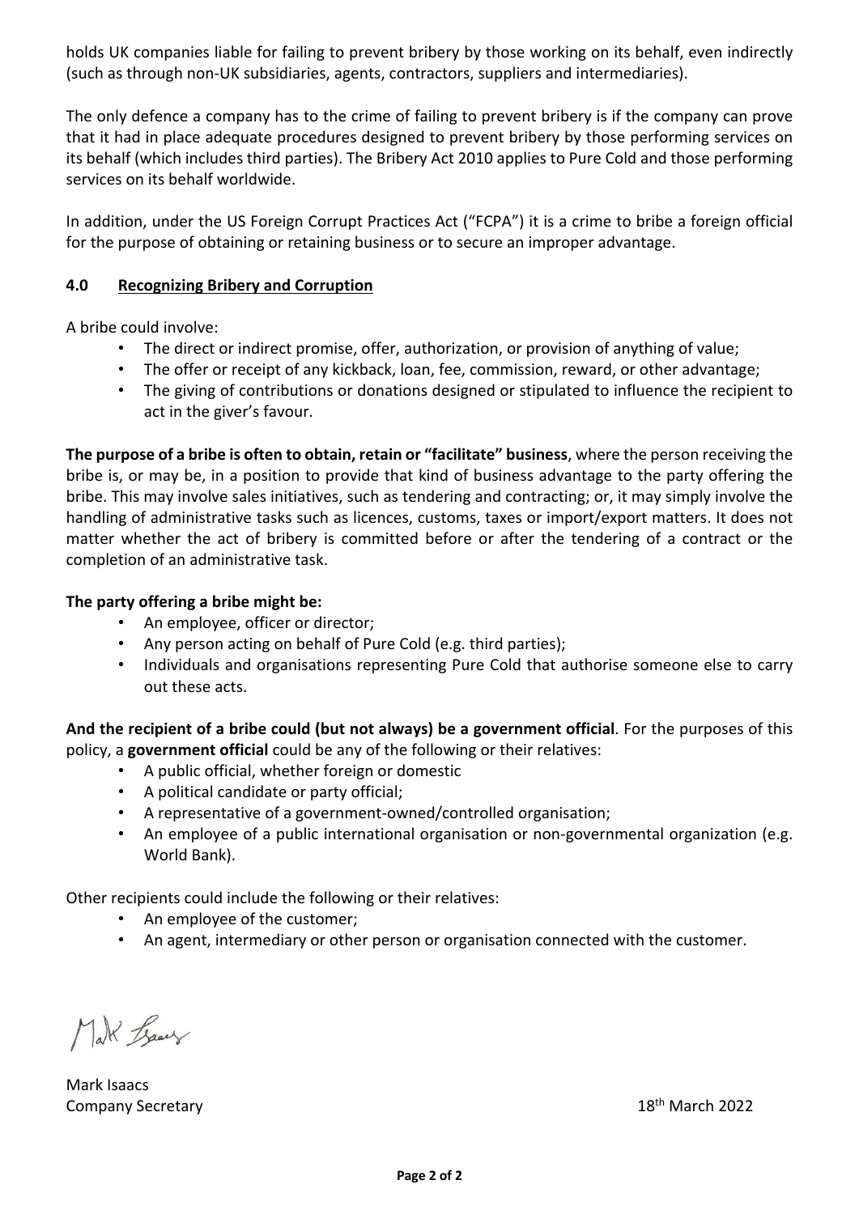holds UK companies liable for failing to prevent bribery by those working on its behalf, even indirectly (such as through non-UK subsidiaries, agents, contractors, suppliers and intermediaries).

The only defence a company has to the crime of failing to prevent bribery is if the company can prove that it had in place adequate procedures designed to prevent bribery by those performing services on its behalf (which includes third parties). The Bribery Act 2010 applies to Pure Cold and those performing services on its behalf worldwide.

In addition, under the US Foreign Corrupt Practices Act ("FCPA") it is a crime to bribe a foreign official for the purpose of obtaining or retaining business or to secure an improper advantage.

## 4.0 Recognizing Bribery and Corruption

A bribe could involve:

- The direct or indirect promise, offer, authorization, or provision of anything of value;
- The offer or receipt of any kickback, loan, fee, commission, reward, or other advantage;
- The giving of contributions or donations designed or stipulated to influence the recipient to act in the giver's favour.

**The purpose of a bribe is often to obtain, retain or "facilitate" business**, where the person receiving the bribe is, or may be, in a position to provide that kind of business advantage to the party offering the bribe. This may involve sales initiatives, such as tendering and contracting; or, it may simply involve the handling of administrative tasks such as licences, customs, taxes or import/export matters. It does not matter whether the act of bribery is committed before or after the tendering of a contract or the completion of an administrative task.

**The party offering a bribe might be:**

- An employee, officer or director;
- Any person acting on behalf of Pure Cold (e.g. third parties);
- Individuals and organisations representing Pure Cold that authorise someone else to carry out these acts.

**And the recipient of a bribe could (but not always) be a government official**. For the purposes of this policy, a **government official** could be any of the following or their relatives:

- A public official, whether foreign or domestic
- A political candidate or party official;
- A representative of a government-owned/controlled organisation;
- An employee of a public international organisation or non-governmental organization (e.g. World Bank).

Other recipients could include the following or their relatives:

- An employee of the customer;
- An agent, intermediary or other person or organisation connected with the customer.

Mark Isaacs

Mark Isaacs
Company Secretary

18th March 2022